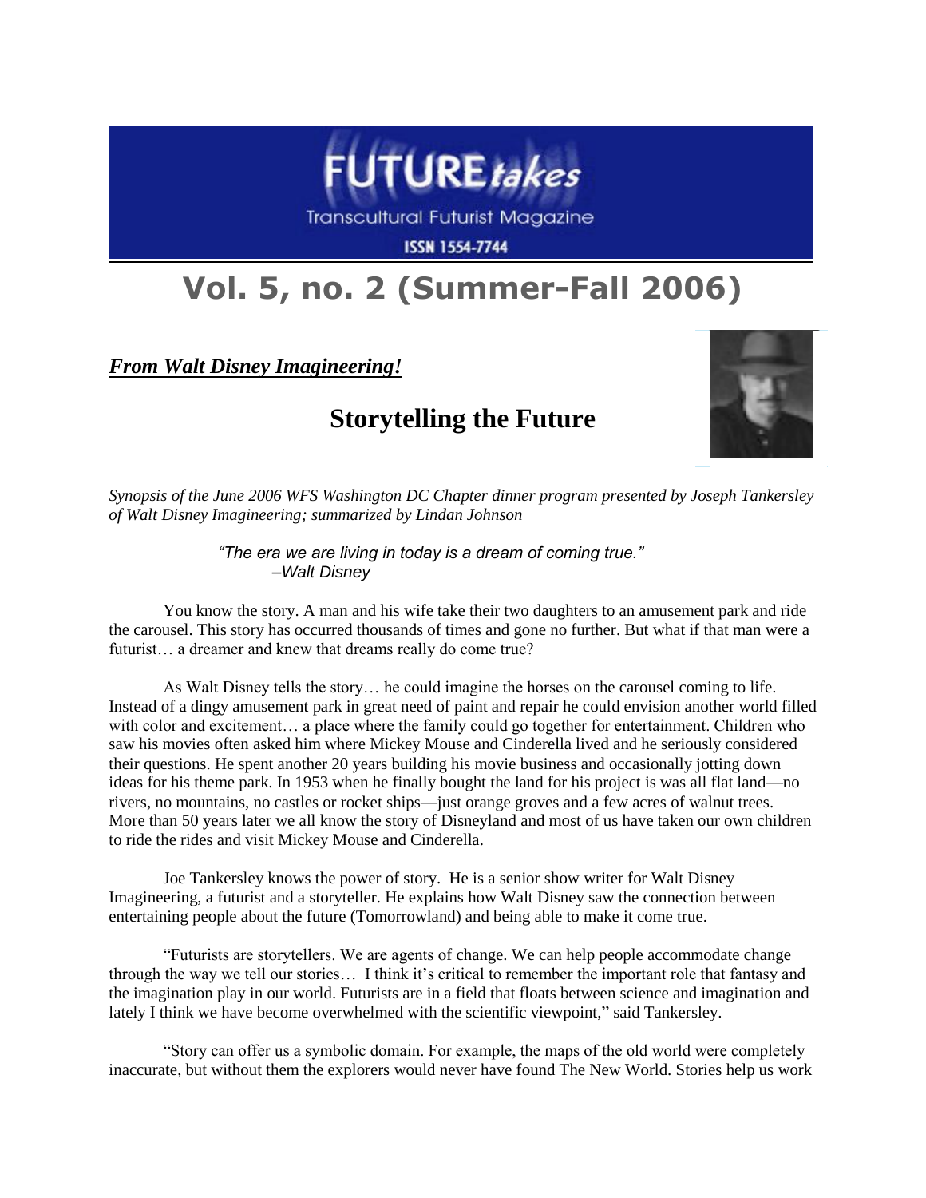# FUTURE takes

Transcultural Futurist Magazine

ISSN 1554-7744

# Vol. 5, no. 2 (Summer-Fall 2006)

***From Walt Disney Imagineering!***

## Storytelling the Future

*Synopsis of the June 2006 WFS Washington DC Chapter dinner program presented by Joseph Tankersley of Walt Disney Imagineering; summarized by Lindan Johnson*

> *"The era we are living in today is a dream of coming true."*
> *–Walt Disney*

You know the story. A man and his wife take their two daughters to an amusement park and ride the carousel. This story has occurred thousands of times and gone no further. But what if that man were a futurist… a dreamer and knew that dreams really do come true?

As Walt Disney tells the story… he could imagine the horses on the carousel coming to life. Instead of a dingy amusement park in great need of paint and repair he could envision another world filled with color and excitement… a place where the family could go together for entertainment. Children who saw his movies often asked him where Mickey Mouse and Cinderella lived and he seriously considered their questions. He spent another 20 years building his movie business and occasionally jotting down ideas for his theme park. In 1953 when he finally bought the land for his project is was all flat land—no rivers, no mountains, no castles or rocket ships—just orange groves and a few acres of walnut trees. More than 50 years later we all know the story of Disneyland and most of us have taken our own children to ride the rides and visit Mickey Mouse and Cinderella.

Joe Tankersley knows the power of story. He is a senior show writer for Walt Disney Imagineering, a futurist and a storyteller. He explains how Walt Disney saw the connection between entertaining people about the future (Tomorrowland) and being able to make it come true.

"Futurists are storytellers. We are agents of change. We can help people accommodate change through the way we tell our stories… I think it's critical to remember the important role that fantasy and the imagination play in our world. Futurists are in a field that floats between science and imagination and lately I think we have become overwhelmed with the scientific viewpoint," said Tankersley.

"Story can offer us a symbolic domain. For example, the maps of the old world were completely inaccurate, but without them the explorers would never have found The New World. Stories help us work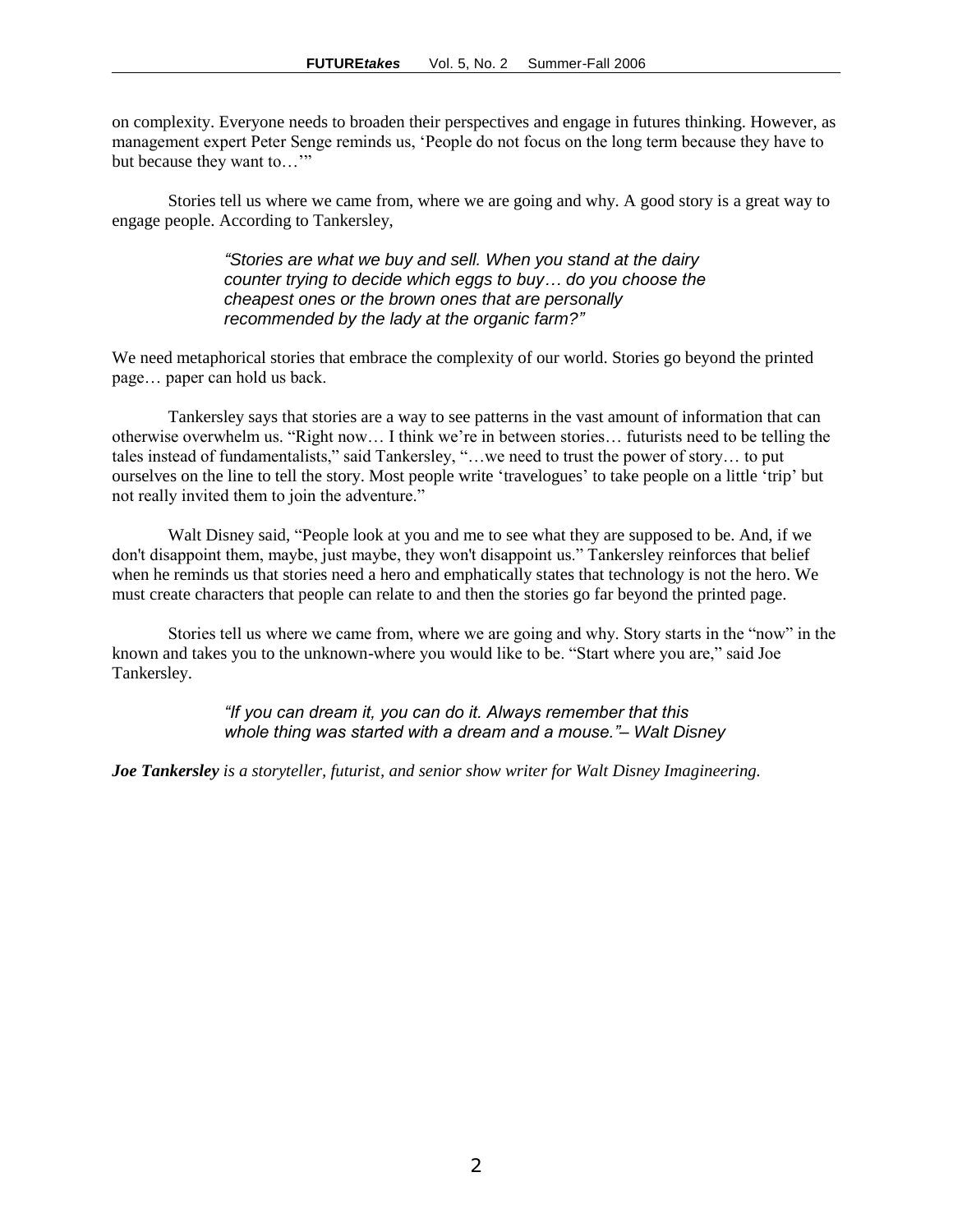on complexity. Everyone needs to broaden their perspectives and engage in futures thinking. However, as management expert Peter Senge reminds us, 'People do not focus on the long term because they have to but because they want to…'"

Stories tell us where we came from, where we are going and why. A good story is a great way to engage people. According to Tankersley,

> *"Stories are what we buy and sell. When you stand at the dairy counter trying to decide which eggs to buy… do you choose the cheapest ones or the brown ones that are personally recommended by the lady at the organic farm?"*

We need metaphorical stories that embrace the complexity of our world. Stories go beyond the printed page… paper can hold us back.

Tankersley says that stories are a way to see patterns in the vast amount of information that can otherwise overwhelm us. "Right now… I think we're in between stories… futurists need to be telling the tales instead of fundamentalists," said Tankersley, "…we need to trust the power of story… to put ourselves on the line to tell the story. Most people write 'travelogues' to take people on a little 'trip' but not really invited them to join the adventure."

Walt Disney said, "People look at you and me to see what they are supposed to be. And, if we don't disappoint them, maybe, just maybe, they won't disappoint us." Tankersley reinforces that belief when he reminds us that stories need a hero and emphatically states that technology is not the hero. We must create characters that people can relate to and then the stories go far beyond the printed page.

Stories tell us where we came from, where we are going and why. Story starts in the "now" in the known and takes you to the unknown-where you would like to be. "Start where you are," said Joe Tankersley.

> *"If you can dream it, you can do it. Always remember that this whole thing was started with a dream and a mouse."– Walt Disney*

***Joe Tankersley*** *is a storyteller, futurist, and senior show writer for Walt Disney Imagineering.*